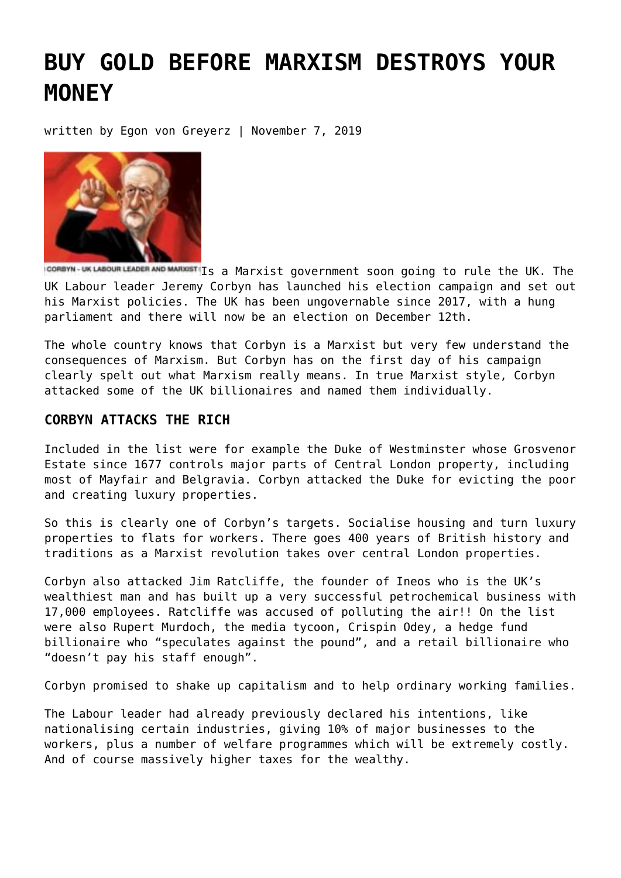# BUY GOLD BEFORE MARXISM DESTROYS YOUR MONEY

written by Egon von Greyerz | November 7, 2019

CORBYN - UK LABOUR LEADER AND MARXIST

Is a Marxist government soon going to rule the UK. The UK Labour leader Jeremy Corbyn has launched his election campaign and set out his Marxist policies. The UK has been ungovernable since 2017, with a hung parliament and there will now be an election on December 12th.

The whole country knows that Corbyn is a Marxist but very few understand the consequences of Marxism. But Corbyn has on the first day of his campaign clearly spelt out what Marxism really means. In true Marxist style, Corbyn attacked some of the UK billionaires and named them individually.

### CORBYN ATTACKS THE RICH

Included in the list were for example the Duke of Westminster whose Grosvenor Estate since 1677 controls major parts of Central London property, including most of Mayfair and Belgravia. Corbyn attacked the Duke for evicting the poor and creating luxury properties.

So this is clearly one of Corbyn's targets. Socialise housing and turn luxury properties to flats for workers. There goes 400 years of British history and traditions as a Marxist revolution takes over central London properties.

Corbyn also attacked Jim Ratcliffe, the founder of Ineos who is the UK's wealthiest man and has built up a very successful petrochemical business with 17,000 employees. Ratcliffe was accused of polluting the air!! On the list were also Rupert Murdoch, the media tycoon, Crispin Odey, a hedge fund billionaire who "speculates against the pound", and a retail billionaire who "doesn't pay his staff enough".

Corbyn promised to shake up capitalism and to help ordinary working families.

The Labour leader had already previously declared his intentions, like nationalising certain industries, giving 10% of major businesses to the workers, plus a number of welfare programmes which will be extremely costly. And of course massively higher taxes for the wealthy.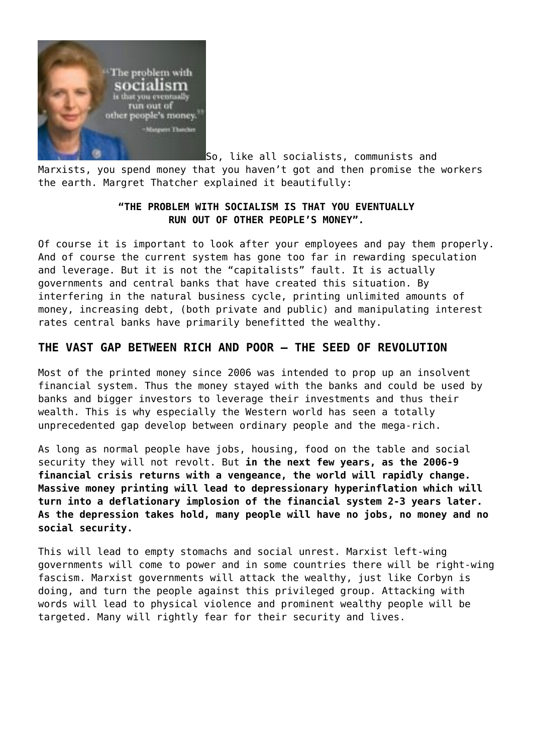So, like all socialists, communists and Marxists, you spend money that you haven't got and then promise the workers the earth. Margret Thatcher explained it beautifully:

**"THE PROBLEM WITH SOCIALISM IS THAT YOU EVENTUALLY RUN OUT OF OTHER PEOPLE'S MONEY".**

Of course it is important to look after your employees and pay them properly. And of course the current system has gone too far in rewarding speculation and leverage. But it is not the "capitalists" fault. It is actually governments and central banks that have created this situation. By interfering in the natural business cycle, printing unlimited amounts of money, increasing debt, (both private and public) and manipulating interest rates central banks have primarily benefitted the wealthy.

## THE VAST GAP BETWEEN RICH AND POOR – THE SEED OF REVOLUTION

Most of the printed money since 2006 was intended to prop up an insolvent financial system. Thus the money stayed with the banks and could be used by banks and bigger investors to leverage their investments and thus their wealth. This is why especially the Western world has seen a totally unprecedented gap develop between ordinary people and the mega-rich.

As long as normal people have jobs, housing, food on the table and social security they will not revolt. But **in the next few years, as the 2006-9 financial crisis returns with a vengeance, the world will rapidly change. Massive money printing will lead to depressionary hyperinflation which will turn into a deflationary implosion of the financial system 2-3 years later. As the depression takes hold, many people will have no jobs, no money and no social security.**

This will lead to empty stomachs and social unrest. Marxist left-wing governments will come to power and in some countries there will be right-wing fascism. Marxist governments will attack the wealthy, just like Corbyn is doing, and turn the people against this privileged group. Attacking with words will lead to physical violence and prominent wealthy people will be targeted. Many will rightly fear for their security and lives.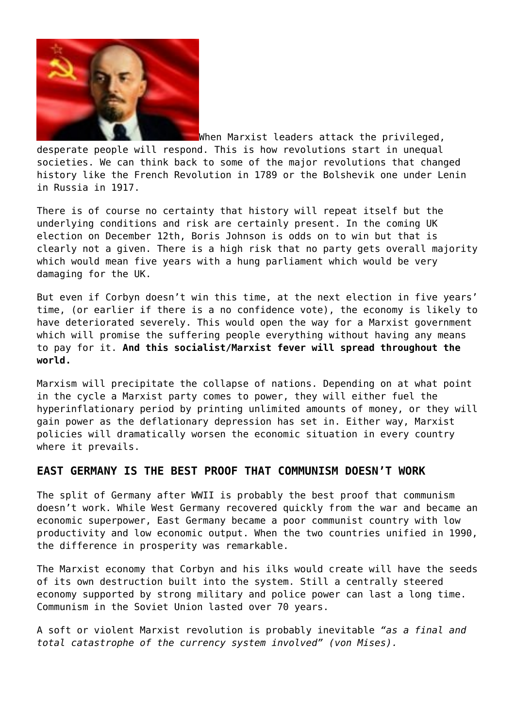When Marxist leaders attack the privileged, desperate people will respond. This is how revolutions start in unequal societies. We can think back to some of the major revolutions that changed history like the French Revolution in 1789 or the Bolshevik one under Lenin in Russia in 1917.

There is of course no certainty that history will repeat itself but the underlying conditions and risk are certainly present. In the coming UK election on December 12th, Boris Johnson is odds on to win but that is clearly not a given. There is a high risk that no party gets overall majority which would mean five years with a hung parliament which would be very damaging for the UK.

But even if Corbyn doesn't win this time, at the next election in five years' time, (or earlier if there is a no confidence vote), the economy is likely to have deteriorated severely. This would open the way for a Marxist government which will promise the suffering people everything without having any means to pay for it. **And this socialist/Marxist fever will spread throughout the world.**

Marxism will precipitate the collapse of nations. Depending on at what point in the cycle a Marxist party comes to power, they will either fuel the hyperinflationary period by printing unlimited amounts of money, or they will gain power as the deflationary depression has set in. Either way, Marxist policies will dramatically worsen the economic situation in every country where it prevails.

## EAST GERMANY IS THE BEST PROOF THAT COMMUNISM DOESN'T WORK

The split of Germany after WWII is probably the best proof that communism doesn't work. While West Germany recovered quickly from the war and became an economic superpower, East Germany became a poor communist country with low productivity and low economic output. When the two countries unified in 1990, the difference in prosperity was remarkable.

The Marxist economy that Corbyn and his ilks would create will have the seeds of its own destruction built into the system. Still a centrally steered economy supported by strong military and police power can last a long time. Communism in the Soviet Union lasted over 70 years.

A soft or violent Marxist revolution is probably inevitable *"as a final and total catastrophe of the currency system involved" (von Mises).*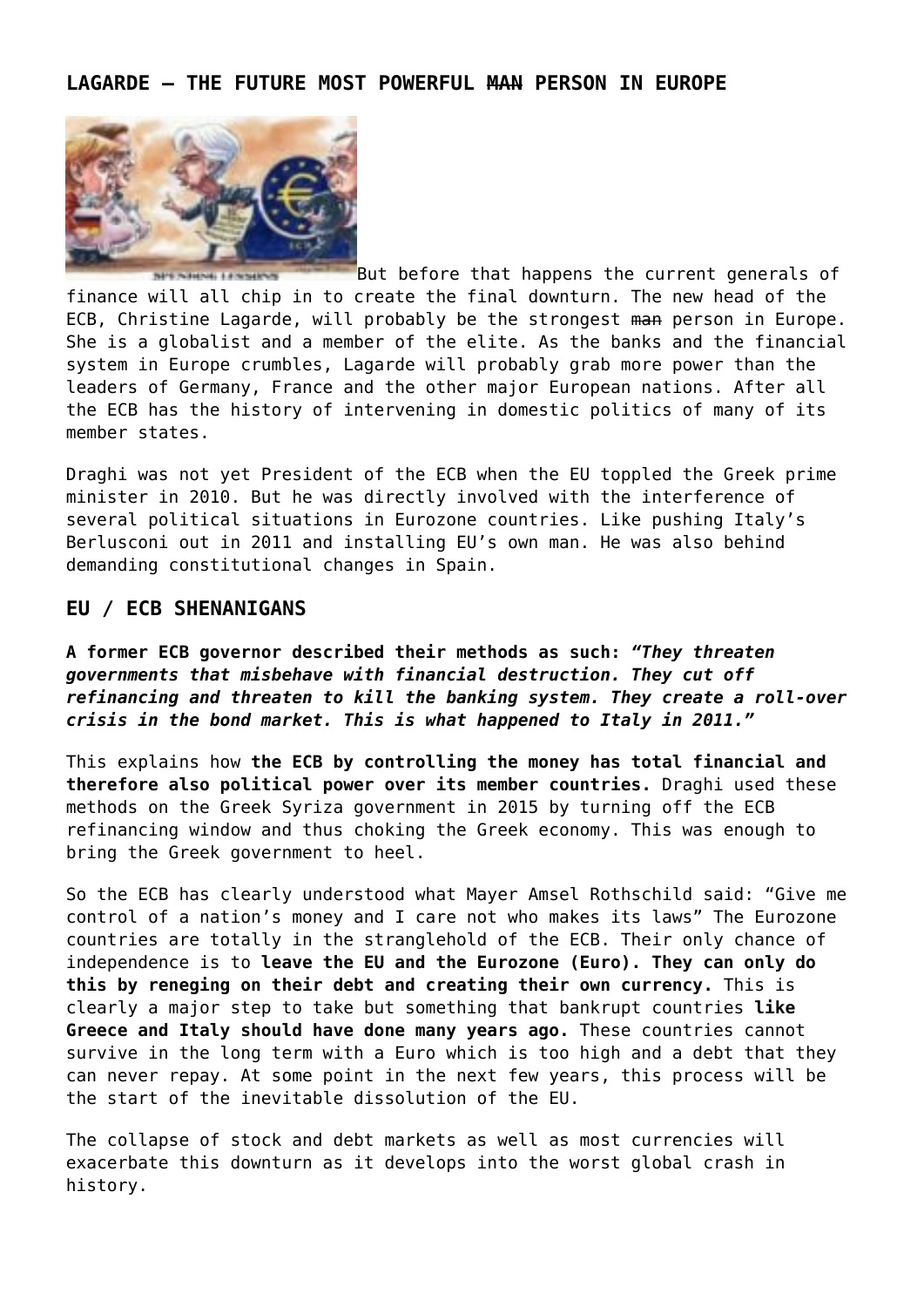## LAGARDE – THE FUTURE MOST POWERFUL ~~MAN~~ PERSON IN EUROPE

But before that happens the current generals of finance will all chip in to create the final downturn. The new head of the ECB, Christine Lagarde, will probably be the strongest ~~man~~ person in Europe. She is a globalist and a member of the elite. As the banks and the financial system in Europe crumbles, Lagarde will probably grab more power than the leaders of Germany, France and the other major European nations. After all the ECB has the history of intervening in domestic politics of many of its member states.

Draghi was not yet President of the ECB when the EU toppled the Greek prime minister in 2010. But he was directly involved with the interference of several political situations in Eurozone countries. Like pushing Italy's Berlusconi out in 2011 and installing EU's own man. He was also behind demanding constitutional changes in Spain.

### EU / ECB SHENANIGANS

**A former ECB governor described their methods as such:** ***"They threaten governments that misbehave with financial destruction. They cut off refinancing and threaten to kill the banking system. They create a roll-over crisis in the bond market. This is what happened to Italy in 2011."***

This explains how **the ECB by controlling the money has total financial and therefore also political power over its member countries.** Draghi used these methods on the Greek Syriza government in 2015 by turning off the ECB refinancing window and thus choking the Greek economy. This was enough to bring the Greek government to heel.

So the ECB has clearly understood what Mayer Amsel Rothschild said: "Give me control of a nation's money and I care not who makes its laws" The Eurozone countries are totally in the stranglehold of the ECB. Their only chance of independence is to **leave the EU and the Eurozone (Euro). They can only do this by reneging on their debt and creating their own currency.** This is clearly a major step to take but something that bankrupt countries **like Greece and Italy should have done many years ago.** These countries cannot survive in the long term with a Euro which is too high and a debt that they can never repay. At some point in the next few years, this process will be the start of the inevitable dissolution of the EU.

The collapse of stock and debt markets as well as most currencies will exacerbate this downturn as it develops into the worst global crash in history.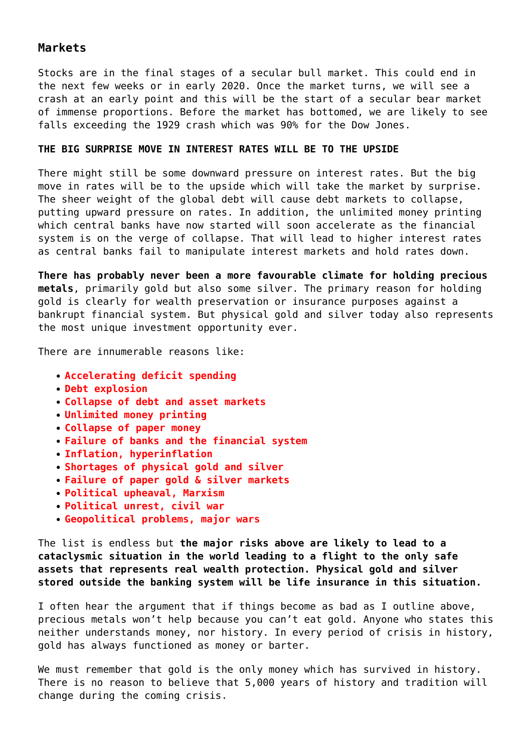## Markets

Stocks are in the final stages of a secular bull market. This could end in the next few weeks or in early 2020. Once the market turns, we will see a crash at an early point and this will be the start of a secular bear market of immense proportions. Before the market has bottomed, we are likely to see falls exceeding the 1929 crash which was 90% for the Dow Jones.

**THE BIG SURPRISE MOVE IN INTEREST RATES WILL BE TO THE UPSIDE**

There might still be some downward pressure on interest rates. But the big move in rates will be to the upside which will take the market by surprise. The sheer weight of the global debt will cause debt markets to collapse, putting upward pressure on rates. In addition, the unlimited money printing which central banks have now started will soon accelerate as the financial system is on the verge of collapse. That will lead to higher interest rates as central banks fail to manipulate interest markets and hold rates down.

**There has probably never been a more favourable climate for holding precious metals**, primarily gold but also some silver. The primary reason for holding gold is clearly for wealth preservation or insurance purposes against a bankrupt financial system. But physical gold and silver today also represents the most unique investment opportunity ever.

There are innumerable reasons like:

- **Accelerating deficit spending**
- **Debt explosion**
- **Collapse of debt and asset markets**
- **Unlimited money printing**
- **Collapse of paper money**
- **Failure of banks and the financial system**
- **Inflation, hyperinflation**
- **Shortages of physical gold and silver**
- **Failure of paper gold & silver markets**
- **Political upheaval, Marxism**
- **Political unrest, civil war**
- **Geopolitical problems, major wars**

The list is endless but **the major risks above are likely to lead to a cataclysmic situation in the world leading to a flight to the only safe assets that represents real wealth protection. Physical gold and silver stored outside the banking system will be life insurance in this situation.**

I often hear the argument that if things become as bad as I outline above, precious metals won't help because you can't eat gold. Anyone who states this neither understands money, nor history. In every period of crisis in history, gold has always functioned as money or barter.

We must remember that gold is the only money which has survived in history. There is no reason to believe that 5,000 years of history and tradition will change during the coming crisis.